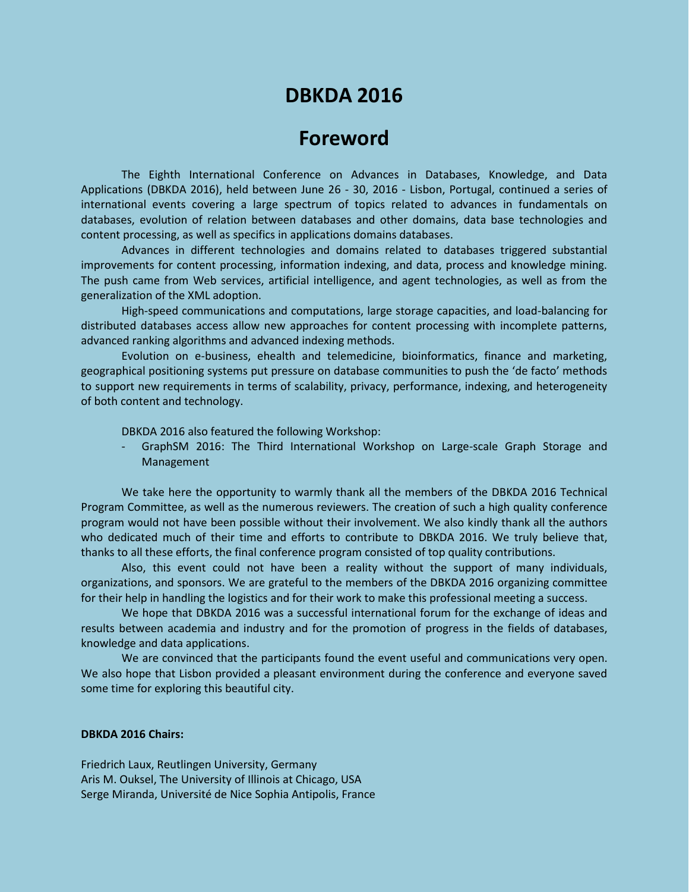# DBKDA 2016

## Foreword

The Eighth International Conference on Advances in Databases, Knowledge, and Data Applications (DBKDA 2016), held between June 26 - 30, 2016 - Lisbon, Portugal, continued a series of international events covering a large spectrum of topics related to advances in fundamentals on databases, evolution of relation between databases and other domains, data base technologies and content processing, as well as specifics in applications domains databases.

Advances in different technologies and domains related to databases triggered substantial improvements for content processing, information indexing, and data, process and knowledge mining. The push came from Web services, artificial intelligence, and agent technologies, as well as from the generalization of the XML adoption.

High-speed communications and computations, large storage capacities, and load-balancing for distributed databases access allow new approaches for content processing with incomplete patterns, advanced ranking algorithms and advanced indexing methods.

Evolution on e-business, ehealth and telemedicine, bioinformatics, finance and marketing, geographical positioning systems put pressure on database communities to push the 'de facto' methods to support new requirements in terms of scalability, privacy, performance, indexing, and heterogeneity of both content and technology.

DBKDA 2016 also featured the following Workshop:

- GraphSM 2016: The Third International Workshop on Large-scale Graph Storage and Management

We take here the opportunity to warmly thank all the members of the DBKDA 2016 Technical Program Committee, as well as the numerous reviewers. The creation of such a high quality conference program would not have been possible without their involvement. We also kindly thank all the authors who dedicated much of their time and efforts to contribute to DBKDA 2016. We truly believe that, thanks to all these efforts, the final conference program consisted of top quality contributions.

Also, this event could not have been a reality without the support of many individuals, organizations, and sponsors. We are grateful to the members of the DBKDA 2016 organizing committee for their help in handling the logistics and for their work to make this professional meeting a success.

We hope that DBKDA 2016 was a successful international forum for the exchange of ideas and results between academia and industry and for the promotion of progress in the fields of databases, knowledge and data applications.

We are convinced that the participants found the event useful and communications very open. We also hope that Lisbon provided a pleasant environment during the conference and everyone saved some time for exploring this beautiful city.

**DBKDA 2016 Chairs:**

Friedrich Laux, Reutlingen University, Germany
Aris M. Ouksel, The University of Illinois at Chicago, USA
Serge Miranda, Université de Nice Sophia Antipolis, France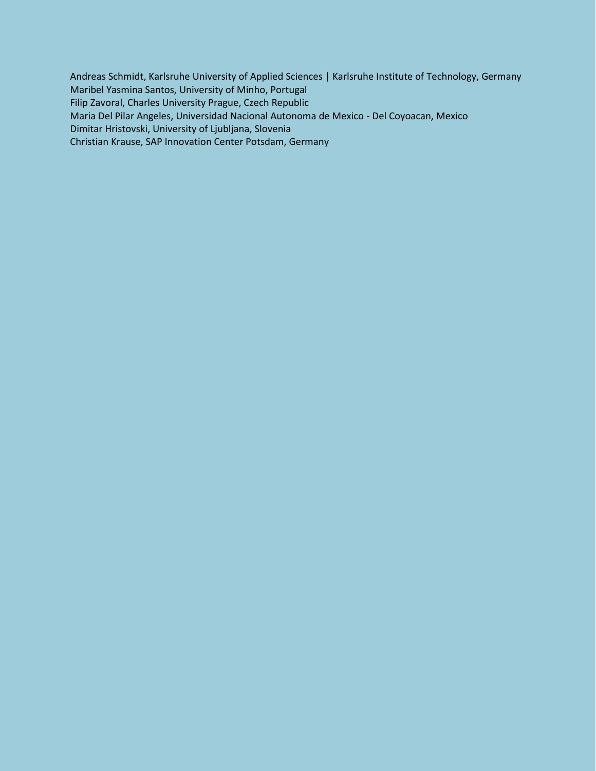Andreas Schmidt, Karlsruhe University of Applied Sciences | Karlsruhe Institute of Technology, Germany
Maribel Yasmina Santos, University of Minho, Portugal
Filip Zavoral, Charles University Prague, Czech Republic
Maria Del Pilar Angeles, Universidad Nacional Autonoma de Mexico - Del Coyoacan, Mexico
Dimitar Hristovski, University of Ljubljana, Slovenia
Christian Krause, SAP Innovation Center Potsdam, Germany